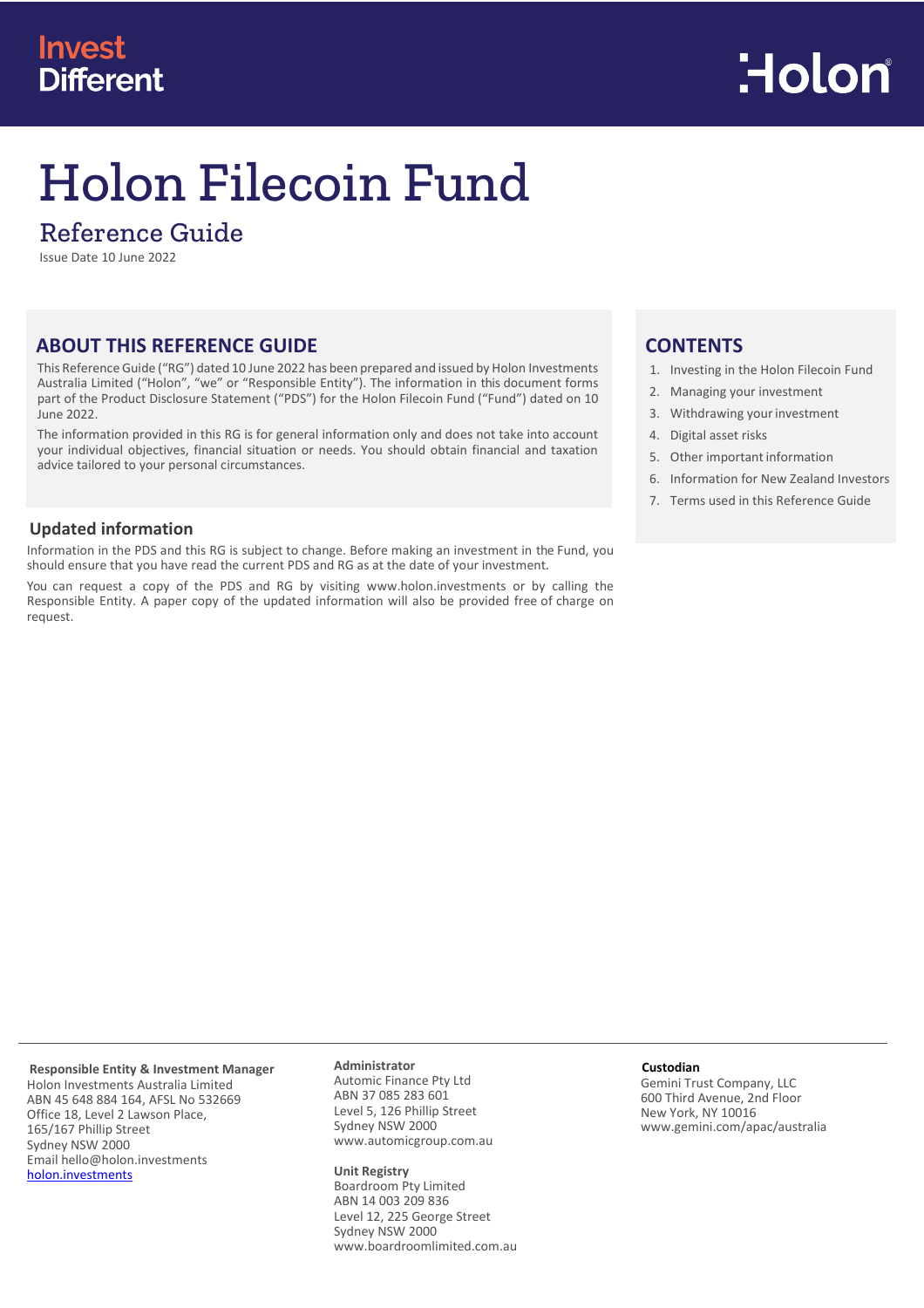Invest Different

Holon

# Holon Filecoin Fund

## Reference Guide

Issue Date 10 June 2022

## ABOUT THIS REFERENCE GUIDE

This Reference Guide ("RG") dated 10 June 2022 has been prepared and issued by Holon Investments Australia Limited ("Holon", "we" or "Responsible Entity"). The information in this document forms part of the Product Disclosure Statement ("PDS") for the Holon Filecoin Fund ("Fund") dated on 10 June 2022.

The information provided in this RG is for general information only and does not take into account your individual objectives, financial situation or needs. You should obtain financial and taxation advice tailored to your personal circumstances.

### Updated information

Information in the PDS and this RG is subject to change. Before making an investment in the Fund, you should ensure that you have read the current PDS and RG as at the date of your investment.

You can request a copy of the PDS and RG by visiting www.holon.investments or by calling the Responsible Entity. A paper copy of the updated information will also be provided free of charge on request.

## CONTENTS

1. Investing in the Holon Filecoin Fund
2. Managing your investment
3. Withdrawing your investment
4. Digital asset risks
5. Other important information
6. Information for New Zealand Investors
7. Terms used in this Reference Guide

**Responsible Entity & Investment Manager**
Holon Investments Australia Limited
ABN 45 648 884 164, AFSL No 532669
Office 18, Level 2 Lawson Place,
165/167 Phillip Street
Sydney NSW 2000
Email hello@holon.investments
holon.investments

**Administrator**
Automic Finance Pty Ltd
ABN 37 085 283 601
Level 5, 126 Phillip Street
Sydney NSW 2000
www.automicgroup.com.au

**Unit Registry**
Boardroom Pty Limited
ABN 14 003 209 836
Level 12, 225 George Street
Sydney NSW 2000
www.boardroomlimited.com.au

**Custodian**
Gemini Trust Company, LLC
600 Third Avenue, 2nd Floor
New York, NY 10016
www.gemini.com/apac/australia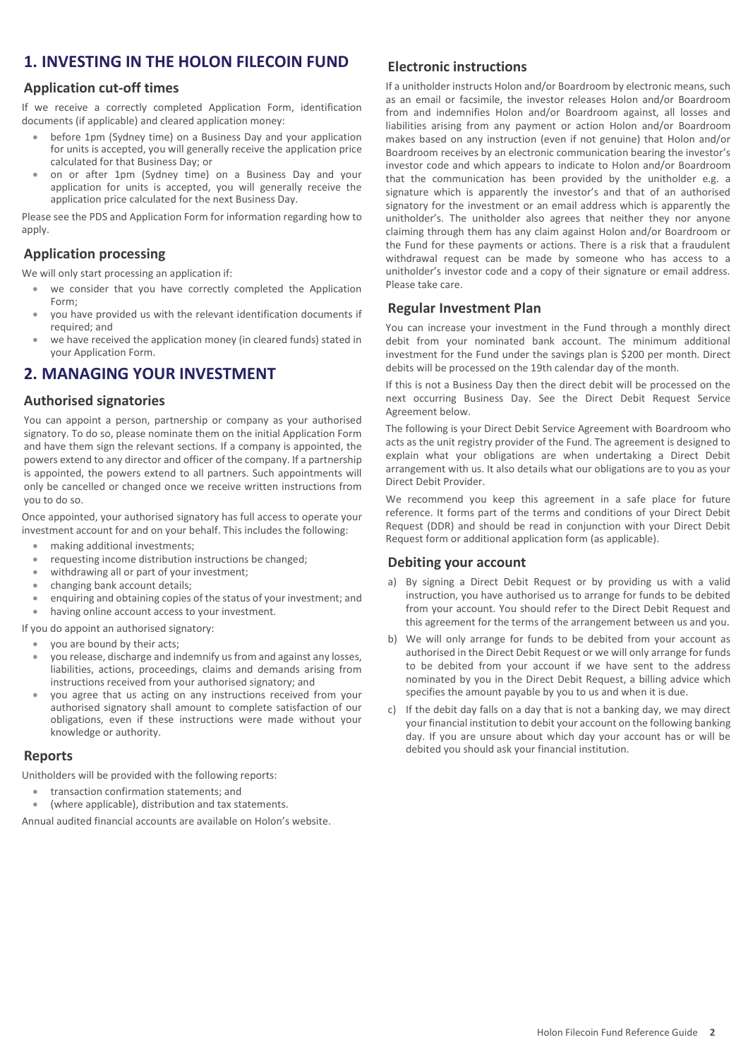# 1. INVESTING IN THE HOLON FILECOIN FUND

## Application cut-off times

If we receive a correctly completed Application Form, identification documents (if applicable) and cleared application money:

- before 1pm (Sydney time) on a Business Day and your application for units is accepted, you will generally receive the application price calculated for that Business Day; or
- on or after 1pm (Sydney time) on a Business Day and your application for units is accepted, you will generally receive the application price calculated for the next Business Day.

Please see the PDS and Application Form for information regarding how to apply.

## Application processing

We will only start processing an application if:

- we consider that you have correctly completed the Application Form;
- you have provided us with the relevant identification documents if required; and
- we have received the application money (in cleared funds) stated in your Application Form.

# 2. MANAGING YOUR INVESTMENT

## Authorised signatories

You can appoint a person, partnership or company as your authorised signatory. To do so, please nominate them on the initial Application Form and have them sign the relevant sections. If a company is appointed, the powers extend to any director and officer of the company. If a partnership is appointed, the powers extend to all partners. Such appointments will only be cancelled or changed once we receive written instructions from you to do so.

Once appointed, your authorised signatory has full access to operate your investment account for and on your behalf. This includes the following:

- making additional investments;
- requesting income distribution instructions be changed;
- withdrawing all or part of your investment;
- changing bank account details;
- enquiring and obtaining copies of the status of your investment; and
- having online account access to your investment.

If you do appoint an authorised signatory:

- you are bound by their acts;
- you release, discharge and indemnify us from and against any losses, liabilities, actions, proceedings, claims and demands arising from instructions received from your authorised signatory; and
- you agree that us acting on any instructions received from your authorised signatory shall amount to complete satisfaction of our obligations, even if these instructions were made without your knowledge or authority.

## Reports

Unitholders will be provided with the following reports:

- transaction confirmation statements; and
- (where applicable), distribution and tax statements.

Annual audited financial accounts are available on Holon's website.

## Electronic instructions

If a unitholder instructs Holon and/or Boardroom by electronic means, such as an email or facsimile, the investor releases Holon and/or Boardroom from and indemnifies Holon and/or Boardroom against, all losses and liabilities arising from any payment or action Holon and/or Boardroom makes based on any instruction (even if not genuine) that Holon and/or Boardroom receives by an electronic communication bearing the investor's investor code and which appears to indicate to Holon and/or Boardroom that the communication has been provided by the unitholder e.g. a signature which is apparently the investor's and that of an authorised signatory for the investment or an email address which is apparently the unitholder's. The unitholder also agrees that neither they nor anyone claiming through them has any claim against Holon and/or Boardroom or the Fund for these payments or actions. There is a risk that a fraudulent withdrawal request can be made by someone who has access to a unitholder's investor code and a copy of their signature or email address. Please take care.

## Regular Investment Plan

You can increase your investment in the Fund through a monthly direct debit from your nominated bank account. The minimum additional investment for the Fund under the savings plan is $200 per month. Direct debits will be processed on the 19th calendar day of the month.

If this is not a Business Day then the direct debit will be processed on the next occurring Business Day. See the Direct Debit Request Service Agreement below.

The following is your Direct Debit Service Agreement with Boardroom who acts as the unit registry provider of the Fund. The agreement is designed to explain what your obligations are when undertaking a Direct Debit arrangement with us. It also details what our obligations are to you as your Direct Debit Provider.

We recommend you keep this agreement in a safe place for future reference. It forms part of the terms and conditions of your Direct Debit Request (DDR) and should be read in conjunction with your Direct Debit Request form or additional application form (as applicable).

## Debiting your account

a) By signing a Direct Debit Request or by providing us with a valid instruction, you have authorised us to arrange for funds to be debited from your account. You should refer to the Direct Debit Request and this agreement for the terms of the arrangement between us and you.

b) We will only arrange for funds to be debited from your account as authorised in the Direct Debit Request or we will only arrange for funds to be debited from your account if we have sent to the address nominated by you in the Direct Debit Request, a billing advice which specifies the amount payable by you to us and when it is due.

c) If the debit day falls on a day that is not a banking day, we may direct your financial institution to debit your account on the following banking day. If you are unsure about which day your account has or will be debited you should ask your financial institution.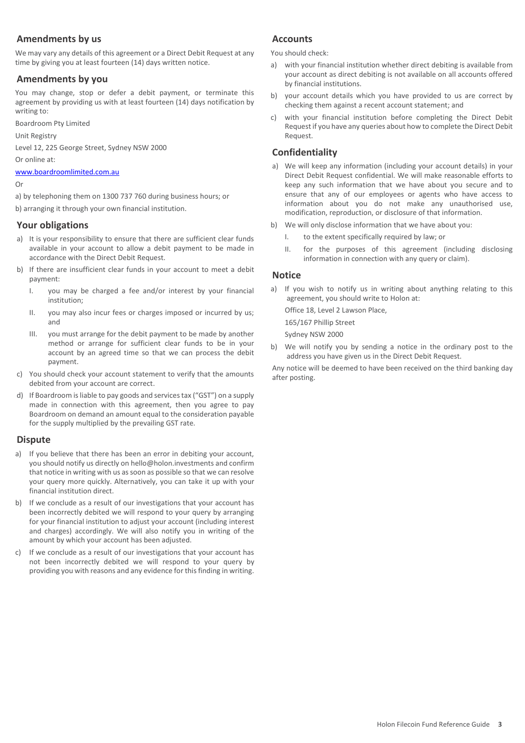## Amendments by us

We may vary any details of this agreement or a Direct Debit Request at any time by giving you at least fourteen (14) days written notice.

## Amendments by you

You may change, stop or defer a debit payment, or terminate this agreement by providing us with at least fourteen (14) days notification by writing to:

Boardroom Pty Limited

Unit Registry

Level 12, 225 George Street, Sydney NSW 2000

Or online at:

[www.boardroomlimited.com.au](www.boardroomlimited.com.au)

Or

a) by telephoning them on 1300 737 760 during business hours; or

b) arranging it through your own financial institution.

## Your obligations

a) It is your responsibility to ensure that there are sufficient clear funds available in your account to allow a debit payment to be made in accordance with the Direct Debit Request.

b) If there are insufficient clear funds in your account to meet a debit payment:

   I. you may be charged a fee and/or interest by your financial institution;

   II. you may also incur fees or charges imposed or incurred by us; and

   III. you must arrange for the debit payment to be made by another method or arrange for sufficient clear funds to be in your account by an agreed time so that we can process the debit payment.

c) You should check your account statement to verify that the amounts debited from your account are correct.

d) If Boardroom is liable to pay goods and services tax ("GST") on a supply made in connection with this agreement, then you agree to pay Boardroom on demand an amount equal to the consideration payable for the supply multiplied by the prevailing GST rate.

## Dispute

a) If you believe that there has been an error in debiting your account, you should notify us directly on hello@holon.investments and confirm that notice in writing with us as soon as possible so that we can resolve your query more quickly. Alternatively, you can take it up with your financial institution direct.

b) If we conclude as a result of our investigations that your account has been incorrectly debited we will respond to your query by arranging for your financial institution to adjust your account (including interest and charges) accordingly. We will also notify you in writing of the amount by which your account has been adjusted.

c) If we conclude as a result of our investigations that your account has not been incorrectly debited we will respond to your query by providing you with reasons and any evidence for this finding in writing.

## Accounts

You should check:

a) with your financial institution whether direct debiting is available from your account as direct debiting is not available on all accounts offered by financial institutions.

b) your account details which you have provided to us are correct by checking them against a recent account statement; and

c) with your financial institution before completing the Direct Debit Request if you have any queries about how to complete the Direct Debit Request.

## Confidentiality

a) We will keep any information (including your account details) in your Direct Debit Request confidential. We will make reasonable efforts to keep any such information that we have about you secure and to ensure that any of our employees or agents who have access to information about you do not make any unauthorised use, modification, reproduction, or disclosure of that information.

b) We will only disclose information that we have about you:

   I. to the extent specifically required by law; or

   II. for the purposes of this agreement (including disclosing information in connection with any query or claim).

## Notice

a) If you wish to notify us in writing about anything relating to this agreement, you should write to Holon at:

   Office 18, Level 2 Lawson Place,

   165/167 Phillip Street

   Sydney NSW 2000

b) We will notify you by sending a notice in the ordinary post to the address you have given us in the Direct Debit Request.

Any notice will be deemed to have been received on the third banking day after posting.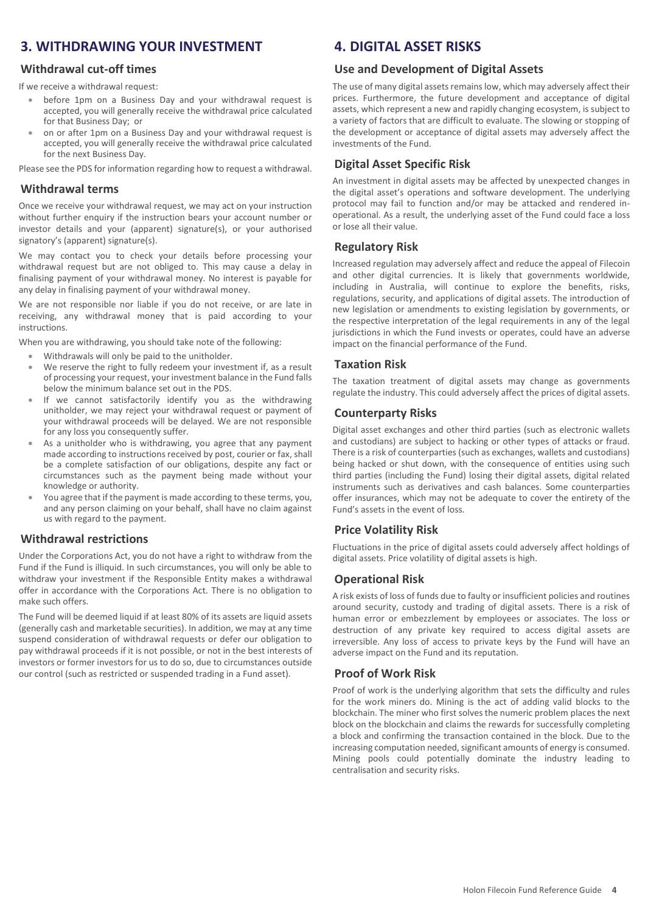## 3. WITHDRAWING YOUR INVESTMENT

### Withdrawal cut-off times

If we receive a withdrawal request:

- before 1pm on a Business Day and your withdrawal request is accepted, you will generally receive the withdrawal price calculated for that Business Day; or
- on or after 1pm on a Business Day and your withdrawal request is accepted, you will generally receive the withdrawal price calculated for the next Business Day.

Please see the PDS for information regarding how to request a withdrawal.

### Withdrawal terms

Once we receive your withdrawal request, we may act on your instruction without further enquiry if the instruction bears your account number or investor details and your (apparent) signature(s), or your authorised signatory's (apparent) signature(s).

We may contact you to check your details before processing your withdrawal request but are not obliged to. This may cause a delay in finalising payment of your withdrawal money. No interest is payable for any delay in finalising payment of your withdrawal money.

We are not responsible nor liable if you do not receive, or are late in receiving, any withdrawal money that is paid according to your instructions.

When you are withdrawing, you should take note of the following:

- Withdrawals will only be paid to the unitholder.
- We reserve the right to fully redeem your investment if, as a result of processing your request, your investment balance in the Fund falls below the minimum balance set out in the PDS.
- If we cannot satisfactorily identify you as the withdrawing unitholder, we may reject your withdrawal request or payment of your withdrawal proceeds will be delayed. We are not responsible for any loss you consequently suffer.
- As a unitholder who is withdrawing, you agree that any payment made according to instructions received by post, courier or fax, shall be a complete satisfaction of our obligations, despite any fact or circumstances such as the payment being made without your knowledge or authority.
- You agree that if the payment is made according to these terms, you, and any person claiming on your behalf, shall have no claim against us with regard to the payment.

### Withdrawal restrictions

Under the Corporations Act, you do not have a right to withdraw from the Fund if the Fund is illiquid. In such circumstances, you will only be able to withdraw your investment if the Responsible Entity makes a withdrawal offer in accordance with the Corporations Act. There is no obligation to make such offers.

The Fund will be deemed liquid if at least 80% of its assets are liquid assets (generally cash and marketable securities). In addition, we may at any time suspend consideration of withdrawal requests or defer our obligation to pay withdrawal proceeds if it is not possible, or not in the best interests of investors or former investors for us to do so, due to circumstances outside our control (such as restricted or suspended trading in a Fund asset).

## 4. DIGITAL ASSET RISKS

### Use and Development of Digital Assets

The use of many digital assets remains low, which may adversely affect their prices. Furthermore, the future development and acceptance of digital assets, which represent a new and rapidly changing ecosystem, is subject to a variety of factors that are difficult to evaluate. The slowing or stopping of the development or acceptance of digital assets may adversely affect the investments of the Fund.

### Digital Asset Specific Risk

An investment in digital assets may be affected by unexpected changes in the digital asset's operations and software development. The underlying protocol may fail to function and/or may be attacked and rendered in-operational. As a result, the underlying asset of the Fund could face a loss or lose all their value.

### Regulatory Risk

Increased regulation may adversely affect and reduce the appeal of Filecoin and other digital currencies. It is likely that governments worldwide, including in Australia, will continue to explore the benefits, risks, regulations, security, and applications of digital assets. The introduction of new legislation or amendments to existing legislation by governments, or the respective interpretation of the legal requirements in any of the legal jurisdictions in which the Fund invests or operates, could have an adverse impact on the financial performance of the Fund.

### Taxation Risk

The taxation treatment of digital assets may change as governments regulate the industry. This could adversely affect the prices of digital assets.

### Counterparty Risks

Digital asset exchanges and other third parties (such as electronic wallets and custodians) are subject to hacking or other types of attacks or fraud. There is a risk of counterparties (such as exchanges, wallets and custodians) being hacked or shut down, with the consequence of entities using such third parties (including the Fund) losing their digital assets, digital related instruments such as derivatives and cash balances. Some counterparties offer insurances, which may not be adequate to cover the entirety of the Fund's assets in the event of loss.

### Price Volatility Risk

Fluctuations in the price of digital assets could adversely affect holdings of digital assets. Price volatility of digital assets is high.

### Operational Risk

A risk exists of loss of funds due to faulty or insufficient policies and routines around security, custody and trading of digital assets. There is a risk of human error or embezzlement by employees or associates. The loss or destruction of any private key required to access digital assets are irreversible. Any loss of access to private keys by the Fund will have an adverse impact on the Fund and its reputation.

### Proof of Work Risk

Proof of work is the underlying algorithm that sets the difficulty and rules for the work miners do. Mining is the act of adding valid blocks to the blockchain. The miner who first solves the numeric problem places the next block on the blockchain and claims the rewards for successfully completing a block and confirming the transaction contained in the block. Due to the increasing computation needed, significant amounts of energy is consumed. Mining pools could potentially dominate the industry leading to centralisation and security risks.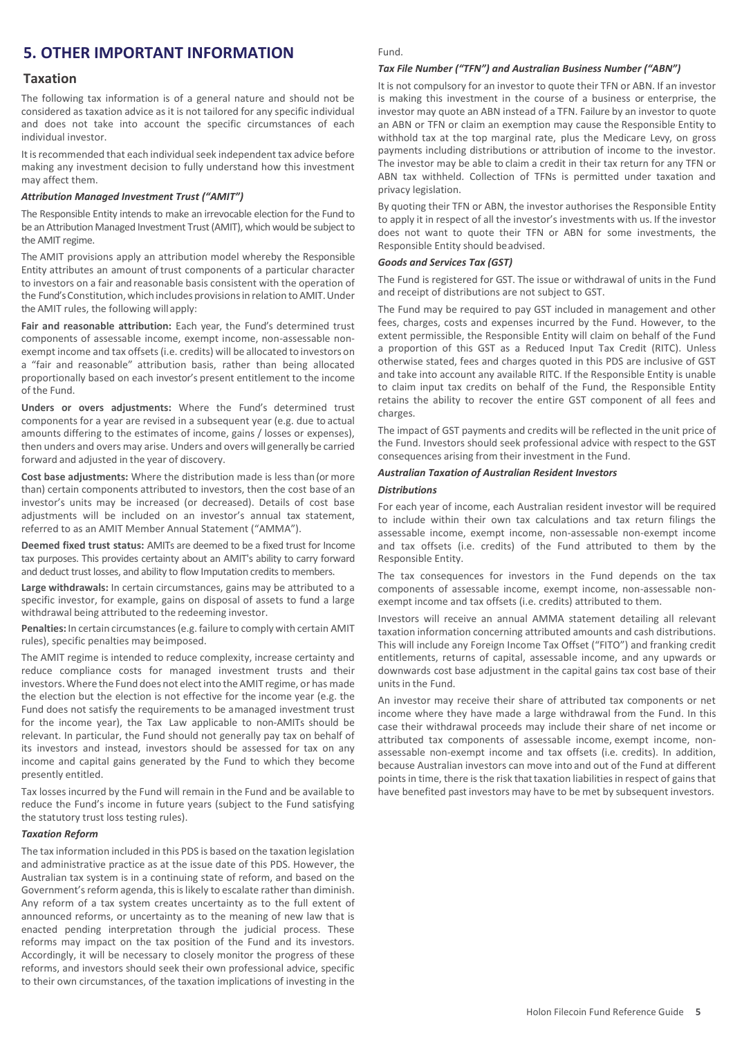# 5. OTHER IMPORTANT INFORMATION

## Taxation

The following tax information is of a general nature and should not be considered as taxation advice as it is not tailored for any specific individual and does not take into account the specific circumstances of each individual investor.

It is recommended that each individual seek independent tax advice before making any investment decision to fully understand how this investment may affect them.

### *Attribution Managed Investment Trust ("AMIT")*

The Responsible Entity intends to make an irrevocable election for the Fund to be an Attribution Managed Investment Trust (AMIT), which would be subject to the AMIT regime.

The AMIT provisions apply an attribution model whereby the Responsible Entity attributes an amount of trust components of a particular character to investors on a fair and reasonable basis consistent with the operation of the Fund's Constitution, which includes provisions in relation to AMIT. Under the AMIT rules, the following will apply:

**Fair and reasonable attribution:** Each year, the Fund's determined trust components of assessable income, exempt income, non-assessable non-exempt income and tax offsets (i.e. credits) will be allocated to investors on a "fair and reasonable" attribution basis, rather than being allocated proportionally based on each investor's present entitlement to the income of the Fund.

**Unders or overs adjustments:** Where the Fund's determined trust components for a year are revised in a subsequent year (e.g. due to actual amounts differing to the estimates of income, gains / losses or expenses), then unders and overs may arise. Unders and overs will generally be carried forward and adjusted in the year of discovery.

**Cost base adjustments:** Where the distribution made is less than (or more than) certain components attributed to investors, then the cost base of an investor's units may be increased (or decreased). Details of cost base adjustments will be included on an investor's annual tax statement, referred to as an AMIT Member Annual Statement ("AMMA").

**Deemed fixed trust status:** AMITs are deemed to be a fixed trust for Income tax purposes. This provides certainty about an AMIT's ability to carry forward and deduct trust losses, and ability to flow Imputation credits to members.

**Large withdrawals:** In certain circumstances, gains may be attributed to a specific investor, for example, gains on disposal of assets to fund a large withdrawal being attributed to the redeeming investor.

**Penalties:** In certain circumstances (e.g. failure to comply with certain AMIT rules), specific penalties may be imposed.

The AMIT regime is intended to reduce complexity, increase certainty and reduce compliance costs for managed investment trusts and their investors. Where the Fund does not elect into the AMIT regime, or has made the election but the election is not effective for the income year (e.g. the Fund does not satisfy the requirements to be a managed investment trust for the income year), the Tax Law applicable to non-AMITs should be relevant. In particular, the Fund should not generally pay tax on behalf of its investors and instead, investors should be assessed for tax on any income and capital gains generated by the Fund to which they become presently entitled.

Tax losses incurred by the Fund will remain in the Fund and be available to reduce the Fund's income in future years (subject to the Fund satisfying the statutory trust loss testing rules).

### *Taxation Reform*

The tax information included in this PDS is based on the taxation legislation and administrative practice as at the issue date of this PDS. However, the Australian tax system is in a continuing state of reform, and based on the Government's reform agenda, this is likely to escalate rather than diminish. Any reform of a tax system creates uncertainty as to the full extent of announced reforms, or uncertainty as to the meaning of new law that is enacted pending interpretation through the judicial process. These reforms may impact on the tax position of the Fund and its investors. Accordingly, it will be necessary to closely monitor the progress of these reforms, and investors should seek their own professional advice, specific to their own circumstances, of the taxation implications of investing in the Fund.

### *Tax File Number ("TFN") and Australian Business Number ("ABN")*

It is not compulsory for an investor to quote their TFN or ABN. If an investor is making this investment in the course of a business or enterprise, the investor may quote an ABN instead of a TFN. Failure by an investor to quote an ABN or TFN or claim an exemption may cause the Responsible Entity to withhold tax at the top marginal rate, plus the Medicare Levy, on gross payments including distributions or attribution of income to the investor. The investor may be able to claim a credit in their tax return for any TFN or ABN tax withheld. Collection of TFNs is permitted under taxation and privacy legislation.

By quoting their TFN or ABN, the investor authorises the Responsible Entity to apply it in respect of all the investor's investments with us. If the investor does not want to quote their TFN or ABN for some investments, the Responsible Entity should be advised.

### *Goods and Services Tax (GST)*

The Fund is registered for GST. The issue or withdrawal of units in the Fund and receipt of distributions are not subject to GST.

The Fund may be required to pay GST included in management and other fees, charges, costs and expenses incurred by the Fund. However, to the extent permissible, the Responsible Entity will claim on behalf of the Fund a proportion of this GST as a Reduced Input Tax Credit (RITC). Unless otherwise stated, fees and charges quoted in this PDS are inclusive of GST and take into account any available RITC. If the Responsible Entity is unable to claim input tax credits on behalf of the Fund, the Responsible Entity retains the ability to recover the entire GST component of all fees and charges.

The impact of GST payments and credits will be reflected in the unit price of the Fund. Investors should seek professional advice with respect to the GST consequences arising from their investment in the Fund.

### *Australian Taxation of Australian Resident Investors*

#### *Distributions*

For each year of income, each Australian resident investor will be required to include within their own tax calculations and tax return filings the assessable income, exempt income, non-assessable non-exempt income and tax offsets (i.e. credits) of the Fund attributed to them by the Responsible Entity.

The tax consequences for investors in the Fund depends on the tax components of assessable income, exempt income, non-assessable non-exempt income and tax offsets (i.e. credits) attributed to them.

Investors will receive an annual AMMA statement detailing all relevant taxation information concerning attributed amounts and cash distributions. This will include any Foreign Income Tax Offset ("FITO") and franking credit entitlements, returns of capital, assessable income, and any upwards or downwards cost base adjustment in the capital gains tax cost base of their units in the Fund.

An investor may receive their share of attributed tax components or net income where they have made a large withdrawal from the Fund. In this case their withdrawal proceeds may include their share of net income or attributed tax components of assessable income, exempt income, non-assessable non-exempt income and tax offsets (i.e. credits). In addition, because Australian investors can move into and out of the Fund at different points in time, there is the risk that taxation liabilities in respect of gains that have benefited past investors may have to be met by subsequent investors.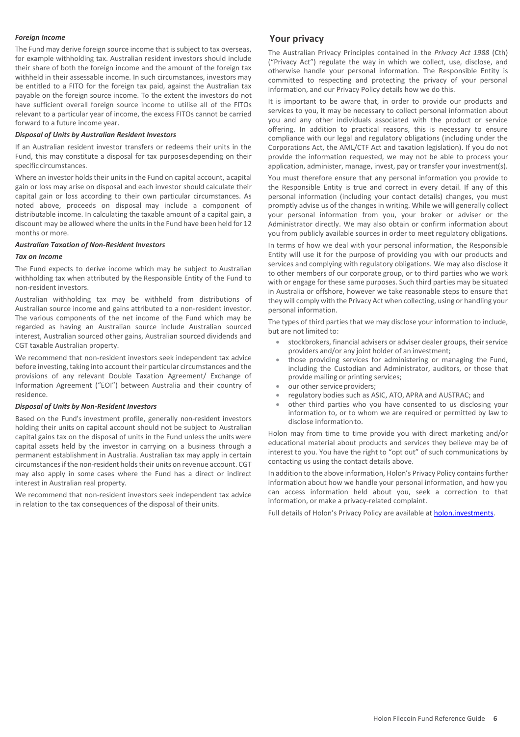***Foreign Income***

The Fund may derive foreign source income that is subject to tax overseas, for example withholding tax. Australian resident investors should include their share of both the foreign income and the amount of the foreign tax withheld in their assessable income. In such circumstances, investors may be entitled to a FITO for the foreign tax paid, against the Australian tax payable on the foreign source income. To the extent the investors do not have sufficient overall foreign source income to utilise all of the FITOs relevant to a particular year of income, the excess FITOs cannot be carried forward to a future income year.

***Disposal of Units by Australian Resident Investors***

If an Australian resident investor transfers or redeems their units in the Fund, this may constitute a disposal for tax purposes depending on their specific circumstances.

Where an investor holds their units in the Fund on capital account, a capital gain or loss may arise on disposal and each investor should calculate their capital gain or loss according to their own particular circumstances. As noted above, proceeds on disposal may include a component of distributable income. In calculating the taxable amount of a capital gain, a discount may be allowed where the units in the Fund have been held for 12 months or more.

***Australian Taxation of Non-Resident Investors***

***Tax on Income***

The Fund expects to derive income which may be subject to Australian withholding tax when attributed by the Responsible Entity of the Fund to non-resident investors.

Australian withholding tax may be withheld from distributions of Australian source income and gains attributed to a non-resident investor. The various components of the net income of the Fund which may be regarded as having an Australian source include Australian sourced interest, Australian sourced other gains, Australian sourced dividends and CGT taxable Australian property.

We recommend that non-resident investors seek independent tax advice before investing, taking into account their particular circumstances and the provisions of any relevant Double Taxation Agreement/ Exchange of Information Agreement ("EOI") between Australia and their country of residence.

***Disposal of Units by Non-Resident Investors***

Based on the Fund's investment profile, generally non-resident investors holding their units on capital account should not be subject to Australian capital gains tax on the disposal of units in the Fund unless the units were capital assets held by the investor in carrying on a business through a permanent establishment in Australia. Australian tax may apply in certain circumstances if the non-resident holds their units on revenue account. CGT may also apply in some cases where the Fund has a direct or indirect interest in Australian real property.

We recommend that non-resident investors seek independent tax advice in relation to the tax consequences of the disposal of their units.

## Your privacy

The Australian Privacy Principles contained in the *Privacy Act 1988* (Cth) ("Privacy Act") regulate the way in which we collect, use, disclose, and otherwise handle your personal information. The Responsible Entity is committed to respecting and protecting the privacy of your personal information, and our Privacy Policy details how we do this.

It is important to be aware that, in order to provide our products and services to you, it may be necessary to collect personal information about you and any other individuals associated with the product or service offering. In addition to practical reasons, this is necessary to ensure compliance with our legal and regulatory obligations (including under the Corporations Act, the AML/CTF Act and taxation legislation). If you do not provide the information requested, we may not be able to process your application, administer, manage, invest, pay or transfer your investment(s).

You must therefore ensure that any personal information you provide to the Responsible Entity is true and correct in every detail. If any of this personal information (including your contact details) changes, you must promptly advise us of the changes in writing. While we will generally collect your personal information from you, your broker or adviser or the Administrator directly. We may also obtain or confirm information about you from publicly available sources in order to meet regulatory obligations.

In terms of how we deal with your personal information, the Responsible Entity will use it for the purpose of providing you with our products and services and complying with regulatory obligations. We may also disclose it to other members of our corporate group, or to third parties who we work with or engage for these same purposes. Such third parties may be situated in Australia or offshore, however we take reasonable steps to ensure that they will comply with the Privacy Act when collecting, using or handling your personal information.

The types of third parties that we may disclose your information to include, but are not limited to:

- stockbrokers, financial advisers or adviser dealer groups, their service providers and/or any joint holder of an investment;
- those providing services for administering or managing the Fund, including the Custodian and Administrator, auditors, or those that provide mailing or printing services;
- our other service providers;
- regulatory bodies such as ASIC, ATO, APRA and AUSTRAC; and
- other third parties who you have consented to us disclosing your information to, or to whom we are required or permitted by law to disclose information to.

Holon may from time to time provide you with direct marketing and/or educational material about products and services they believe may be of interest to you. You have the right to "opt out" of such communications by contacting us using the contact details above.

In addition to the above information, Holon's Privacy Policy contains further information about how we handle your personal information, and how you can access information held about you, seek a correction to that information, or make a privacy-related complaint.

Full details of Holon's Privacy Policy are available at [holon.investments](holon.investments).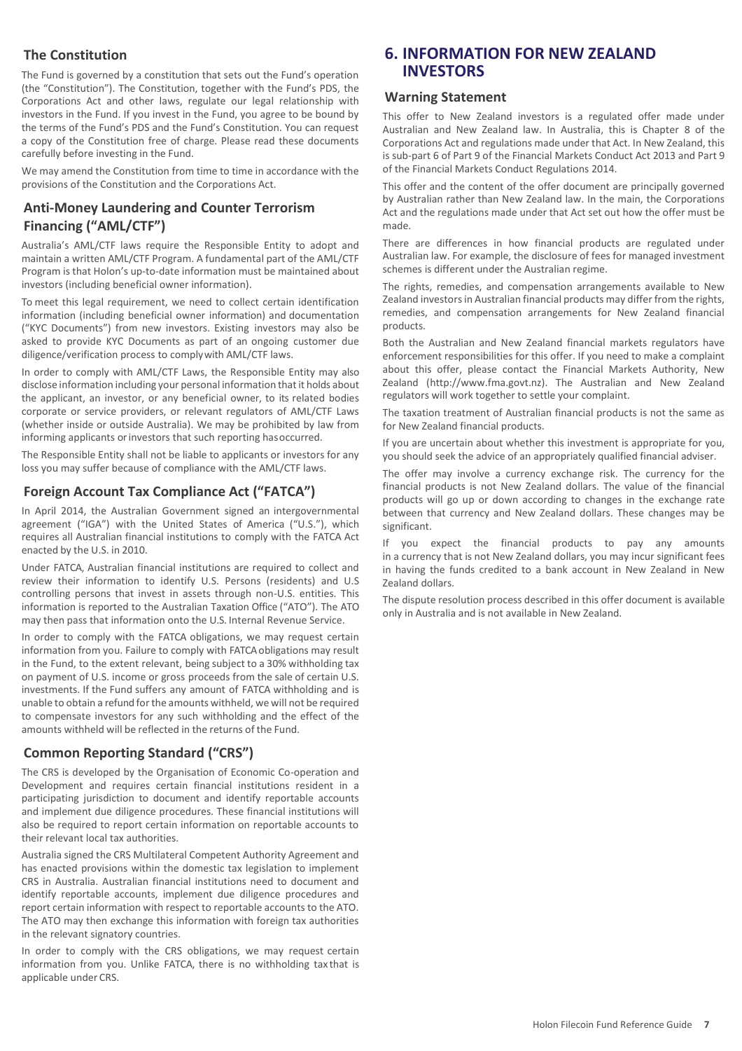## The Constitution

The Fund is governed by a constitution that sets out the Fund's operation (the "Constitution"). The Constitution, together with the Fund's PDS, the Corporations Act and other laws, regulate our legal relationship with investors in the Fund. If you invest in the Fund, you agree to be bound by the terms of the Fund's PDS and the Fund's Constitution. You can request a copy of the Constitution free of charge. Please read these documents carefully before investing in the Fund.

We may amend the Constitution from time to time in accordance with the provisions of the Constitution and the Corporations Act.

## Anti-Money Laundering and Counter Terrorism Financing ("AML/CTF")

Australia's AML/CTF laws require the Responsible Entity to adopt and maintain a written AML/CTF Program. A fundamental part of the AML/CTF Program is that Holon's up-to-date information must be maintained about investors (including beneficial owner information).

To meet this legal requirement, we need to collect certain identification information (including beneficial owner information) and documentation ("KYC Documents") from new investors. Existing investors may also be asked to provide KYC Documents as part of an ongoing customer due diligence/verification process to comply with AML/CTF laws.

In order to comply with AML/CTF Laws, the Responsible Entity may also disclose information including your personal information that it holds about the applicant, an investor, or any beneficial owner, to its related bodies corporate or service providers, or relevant regulators of AML/CTF Laws (whether inside or outside Australia). We may be prohibited by law from informing applicants or investors that such reporting has occurred.

The Responsible Entity shall not be liable to applicants or investors for any loss you may suffer because of compliance with the AML/CTF laws.

## Foreign Account Tax Compliance Act ("FATCA")

In April 2014, the Australian Government signed an intergovernmental agreement ("IGA") with the United States of America ("U.S."), which requires all Australian financial institutions to comply with the FATCA Act enacted by the U.S. in 2010.

Under FATCA, Australian financial institutions are required to collect and review their information to identify U.S. Persons (residents) and U.S controlling persons that invest in assets through non-U.S. entities. This information is reported to the Australian Taxation Office ("ATO"). The ATO may then pass that information onto the U.S. Internal Revenue Service.

In order to comply with the FATCA obligations, we may request certain information from you. Failure to comply with FATCA obligations may result in the Fund, to the extent relevant, being subject to a 30% withholding tax on payment of U.S. income or gross proceeds from the sale of certain U.S. investments. If the Fund suffers any amount of FATCA withholding and is unable to obtain a refund for the amounts withheld, we will not be required to compensate investors for any such withholding and the effect of the amounts withheld will be reflected in the returns of the Fund.

## Common Reporting Standard ("CRS")

The CRS is developed by the Organisation of Economic Co-operation and Development and requires certain financial institutions resident in a participating jurisdiction to document and identify reportable accounts and implement due diligence procedures. These financial institutions will also be required to report certain information on reportable accounts to their relevant local tax authorities.

Australia signed the CRS Multilateral Competent Authority Agreement and has enacted provisions within the domestic tax legislation to implement CRS in Australia. Australian financial institutions need to document and identify reportable accounts, implement due diligence procedures and report certain information with respect to reportable accounts to the ATO. The ATO may then exchange this information with foreign tax authorities in the relevant signatory countries.

In order to comply with the CRS obligations, we may request certain information from you. Unlike FATCA, there is no withholding tax that is applicable under CRS.

# 6. INFORMATION FOR NEW ZEALAND INVESTORS

## Warning Statement

This offer to New Zealand investors is a regulated offer made under Australian and New Zealand law. In Australia, this is Chapter 8 of the Corporations Act and regulations made under that Act. In New Zealand, this is sub-part 6 of Part 9 of the Financial Markets Conduct Act 2013 and Part 9 of the Financial Markets Conduct Regulations 2014.

This offer and the content of the offer document are principally governed by Australian rather than New Zealand law. In the main, the Corporations Act and the regulations made under that Act set out how the offer must be made.

There are differences in how financial products are regulated under Australian law. For example, the disclosure of fees for managed investment schemes is different under the Australian regime.

The rights, remedies, and compensation arrangements available to New Zealand investors in Australian financial products may differ from the rights, remedies, and compensation arrangements for New Zealand financial products.

Both the Australian and New Zealand financial markets regulators have enforcement responsibilities for this offer. If you need to make a complaint about this offer, please contact the Financial Markets Authority, New Zealand (http://www.fma.govt.nz). The Australian and New Zealand regulators will work together to settle your complaint.

The taxation treatment of Australian financial products is not the same as for New Zealand financial products.

If you are uncertain about whether this investment is appropriate for you, you should seek the advice of an appropriately qualified financial adviser.

The offer may involve a currency exchange risk. The currency for the financial products is not New Zealand dollars. The value of the financial products will go up or down according to changes in the exchange rate between that currency and New Zealand dollars. These changes may be significant.

If you expect the financial products to pay any amounts in a currency that is not New Zealand dollars, you may incur significant fees in having the funds credited to a bank account in New Zealand in New Zealand dollars.

The dispute resolution process described in this offer document is available only in Australia and is not available in New Zealand.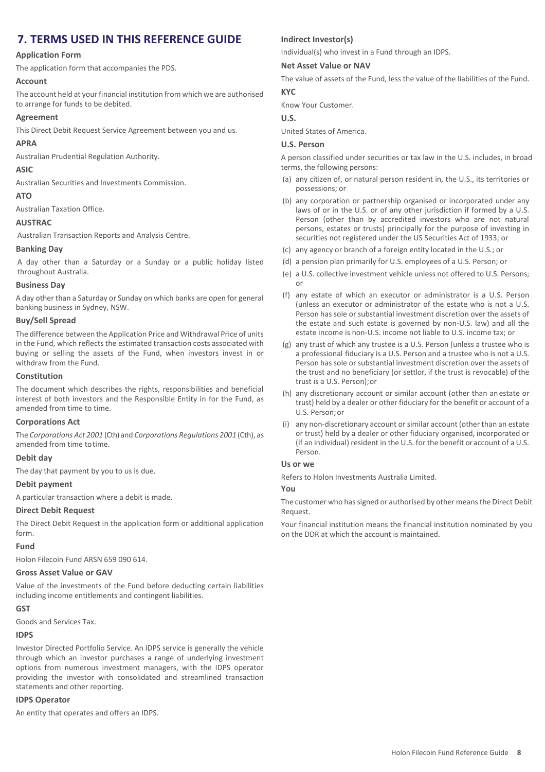## 7. TERMS USED IN THIS REFERENCE GUIDE

### Application Form

The application form that accompanies the PDS.

### Account

The account held at your financial institution from which we are authorised to arrange for funds to be debited.

### Agreement

This Direct Debit Request Service Agreement between you and us.

### APRA

Australian Prudential Regulation Authority.

### ASIC

Australian Securities and Investments Commission.

### ATO

Australian Taxation Office.

### AUSTRAC

Australian Transaction Reports and Analysis Centre.

### Banking Day

A day other than a Saturday or a Sunday or a public holiday listed throughout Australia.

### Business Day

A day other than a Saturday or Sunday on which banks are open for general banking business in Sydney, NSW.

### Buy/Sell Spread

The difference between the Application Price and Withdrawal Price of units in the Fund, which reflects the estimated transaction costs associated with buying or selling the assets of the Fund, when investors invest in or withdraw from the Fund.

### Constitution

The document which describes the rights, responsibilities and beneficial interest of both investors and the Responsible Entity in for the Fund, as amended from time to time.

### Corporations Act

The *Corporations Act 2001* (Cth) and *Corporations Regulations 2001* (Cth), as amended from time to time.

### Debit day

The day that payment by you to us is due.

### Debit payment

A particular transaction where a debit is made.

### Direct Debit Request

The Direct Debit Request in the application form or additional application form.

### Fund

Holon Filecoin Fund ARSN 659 090 614.

### Gross Asset Value or GAV

Value of the investments of the Fund before deducting certain liabilities including income entitlements and contingent liabilities.

### GST

Goods and Services Tax.

### IDPS

Investor Directed Portfolio Service. An IDPS service is generally the vehicle through which an investor purchases a range of underlying investment options from numerous investment managers, with the IDPS operator providing the investor with consolidated and streamlined transaction statements and other reporting.

### IDPS Operator

An entity that operates and offers an IDPS.

### Indirect Investor(s)

Individual(s) who invest in a Fund through an IDPS.

### Net Asset Value or NAV

The value of assets of the Fund, less the value of the liabilities of the Fund.

### KYC

Know Your Customer.

### U.S.

United States of America.

### U.S. Person

A person classified under securities or tax law in the U.S. includes, in broad terms, the following persons:

(a) any citizen of, or natural person resident in, the U.S., its territories or possessions; or

(b) any corporation or partnership organised or incorporated under any laws of or in the U.S. or of any other jurisdiction if formed by a U.S. Person (other than by accredited investors who are not natural persons, estates or trusts) principally for the purpose of investing in securities not registered under the US Securities Act of 1933; or

(c) any agency or branch of a foreign entity located in the U.S.; or

(d) a pension plan primarily for U.S. employees of a U.S. Person; or

(e) a U.S. collective investment vehicle unless not offered to U.S. Persons; or

(f) any estate of which an executor or administrator is a U.S. Person (unless an executor or administrator of the estate who is not a U.S. Person has sole or substantial investment discretion over the assets of the estate and such estate is governed by non-U.S. law) and all the estate income is non-U.S. income not liable to U.S. income tax; or

(g) any trust of which any trustee is a U.S. Person (unless a trustee who is a professional fiduciary is a U.S. Person and a trustee who is not a U.S. Person has sole or substantial investment discretion over the assets of the trust and no beneficiary (or settlor, if the trust is revocable) of the trust is a U.S. Person); or

(h) any discretionary account or similar account (other than an estate or trust) held by a dealer or other fiduciary for the benefit or account of a U.S. Person; or

(i) any non-discretionary account or similar account (other than an estate or trust) held by a dealer or other fiduciary organised, incorporated or (if an individual) resident in the U.S. for the benefit or account of a U.S. Person.

### Us or we

Refers to Holon Investments Australia Limited.

### You

The customer who has signed or authorised by other means the Direct Debit Request.

Your financial institution means the financial institution nominated by you on the DDR at which the account is maintained.